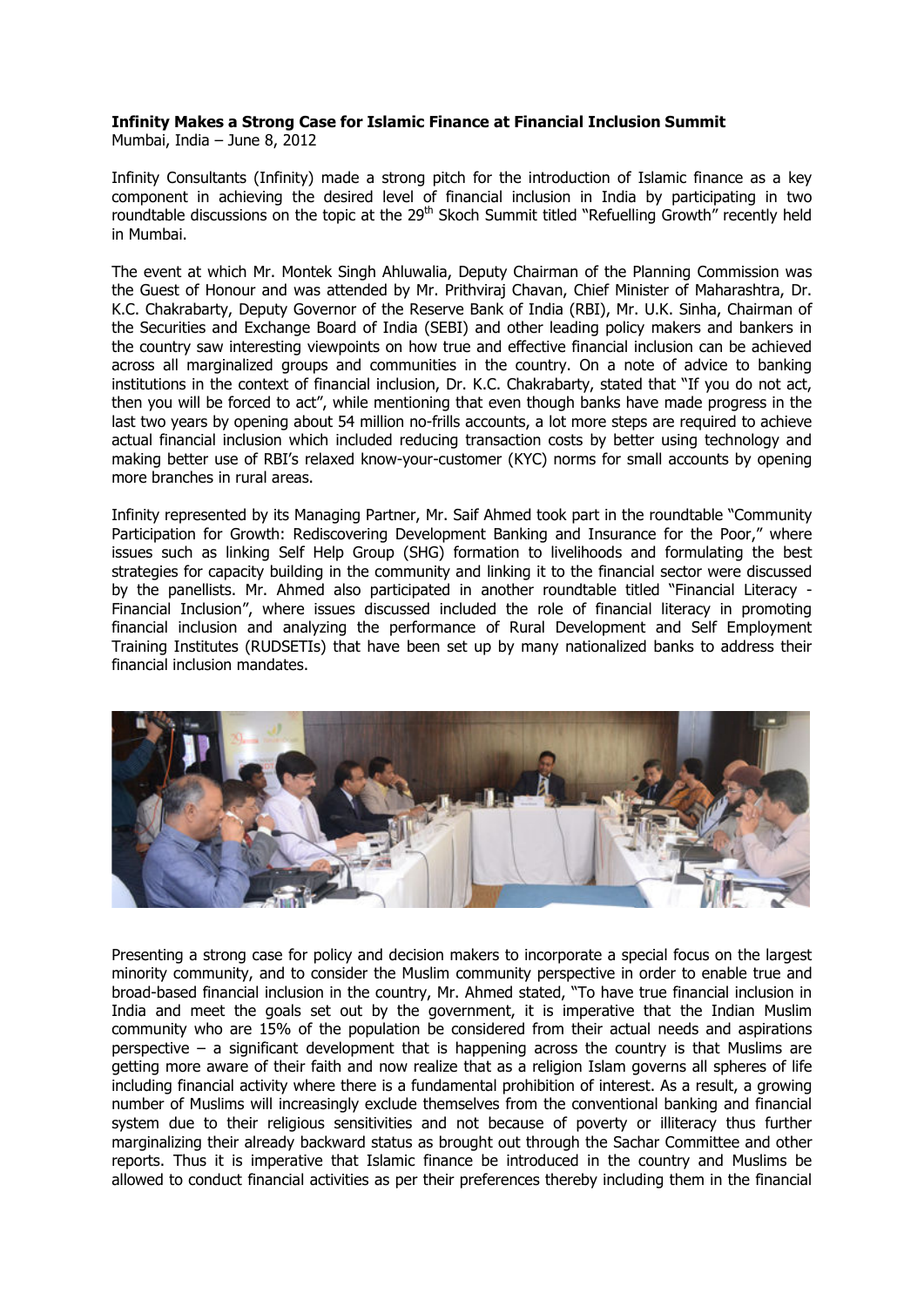**Infinity Makes a Strong Case for Islamic Finance at Financial Inclusion Summit**
Mumbai, India – June 8, 2012

Infinity Consultants (Infinity) made a strong pitch for the introduction of Islamic finance as a key component in achieving the desired level of financial inclusion in India by participating in two roundtable discussions on the topic at the 29th Skoch Summit titled "Refuelling Growth" recently held in Mumbai.

The event at which Mr. Montek Singh Ahluwalia, Deputy Chairman of the Planning Commission was the Guest of Honour and was attended by Mr. Prithviraj Chavan, Chief Minister of Maharashtra, Dr. K.C. Chakrabarty, Deputy Governor of the Reserve Bank of India (RBI), Mr. U.K. Sinha, Chairman of the Securities and Exchange Board of India (SEBI) and other leading policy makers and bankers in the country saw interesting viewpoints on how true and effective financial inclusion can be achieved across all marginalized groups and communities in the country. On a note of advice to banking institutions in the context of financial inclusion, Dr. K.C. Chakrabarty, stated that "If you do not act, then you will be forced to act", while mentioning that even though banks have made progress in the last two years by opening about 54 million no-frills accounts, a lot more steps are required to achieve actual financial inclusion which included reducing transaction costs by better using technology and making better use of RBI's relaxed know-your-customer (KYC) norms for small accounts by opening more branches in rural areas.

Infinity represented by its Managing Partner, Mr. Saif Ahmed took part in the roundtable "Community Participation for Growth: Rediscovering Development Banking and Insurance for the Poor," where issues such as linking Self Help Group (SHG) formation to livelihoods and formulating the best strategies for capacity building in the community and linking it to the financial sector were discussed by the panellists. Mr. Ahmed also participated in another roundtable titled "Financial Literacy - Financial Inclusion", where issues discussed included the role of financial literacy in promoting financial inclusion and analyzing the performance of Rural Development and Self Employment Training Institutes (RUDSETIs) that have been set up by many nationalized banks to address their financial inclusion mandates.

Presenting a strong case for policy and decision makers to incorporate a special focus on the largest minority community, and to consider the Muslim community perspective in order to enable true and broad-based financial inclusion in the country, Mr. Ahmed stated, "To have true financial inclusion in India and meet the goals set out by the government, it is imperative that the Indian Muslim community who are 15% of the population be considered from their actual needs and aspirations perspective – a significant development that is happening across the country is that Muslims are getting more aware of their faith and now realize that as a religion Islam governs all spheres of life including financial activity where there is a fundamental prohibition of interest. As a result, a growing number of Muslims will increasingly exclude themselves from the conventional banking and financial system due to their religious sensitivities and not because of poverty or illiteracy thus further marginalizing their already backward status as brought out through the Sachar Committee and other reports. Thus it is imperative that Islamic finance be introduced in the country and Muslims be allowed to conduct financial activities as per their preferences thereby including them in the financial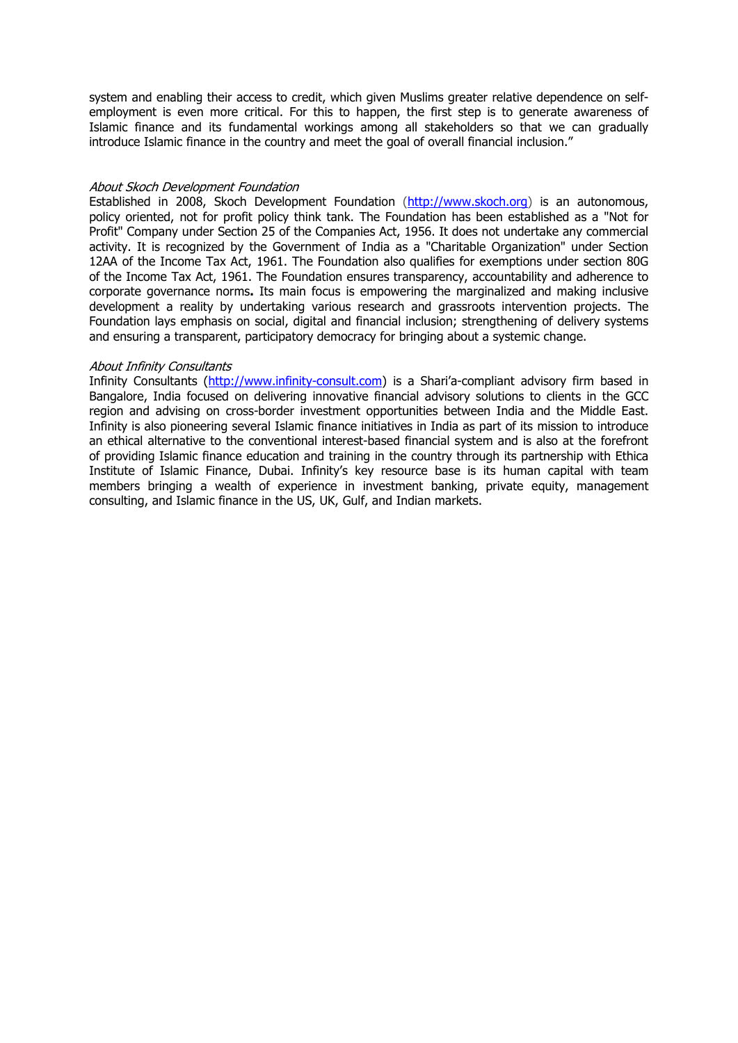system and enabling their access to credit, which given Muslims greater relative dependence on self-employment is even more critical. For this to happen, the first step is to generate awareness of Islamic finance and its fundamental workings among all stakeholders so that we can gradually introduce Islamic finance in the country and meet the goal of overall financial inclusion."

*About Skoch Development Foundation*

Established in 2008, Skoch Development Foundation (http://www.skoch.org) is an autonomous, policy oriented, not for profit policy think tank. The Foundation has been established as a "Not for Profit" Company under Section 25 of the Companies Act, 1956. It does not undertake any commercial activity. It is recognized by the Government of India as a "Charitable Organization" under Section 12AA of the Income Tax Act, 1961. The Foundation also qualifies for exemptions under section 80G of the Income Tax Act, 1961. The Foundation ensures transparency, accountability and adherence to corporate governance norms**.** Its main focus is empowering the marginalized and making inclusive development a reality by undertaking various research and grassroots intervention projects. The Foundation lays emphasis on social, digital and financial inclusion; strengthening of delivery systems and ensuring a transparent, participatory democracy for bringing about a systemic change.

*About Infinity Consultants*

Infinity Consultants (http://www.infinity-consult.com) is a Shari'a-compliant advisory firm based in Bangalore, India focused on delivering innovative financial advisory solutions to clients in the GCC region and advising on cross-border investment opportunities between India and the Middle East. Infinity is also pioneering several Islamic finance initiatives in India as part of its mission to introduce an ethical alternative to the conventional interest-based financial system and is also at the forefront of providing Islamic finance education and training in the country through its partnership with Ethica Institute of Islamic Finance, Dubai. Infinity's key resource base is its human capital with team members bringing a wealth of experience in investment banking, private equity, management consulting, and Islamic finance in the US, UK, Gulf, and Indian markets.